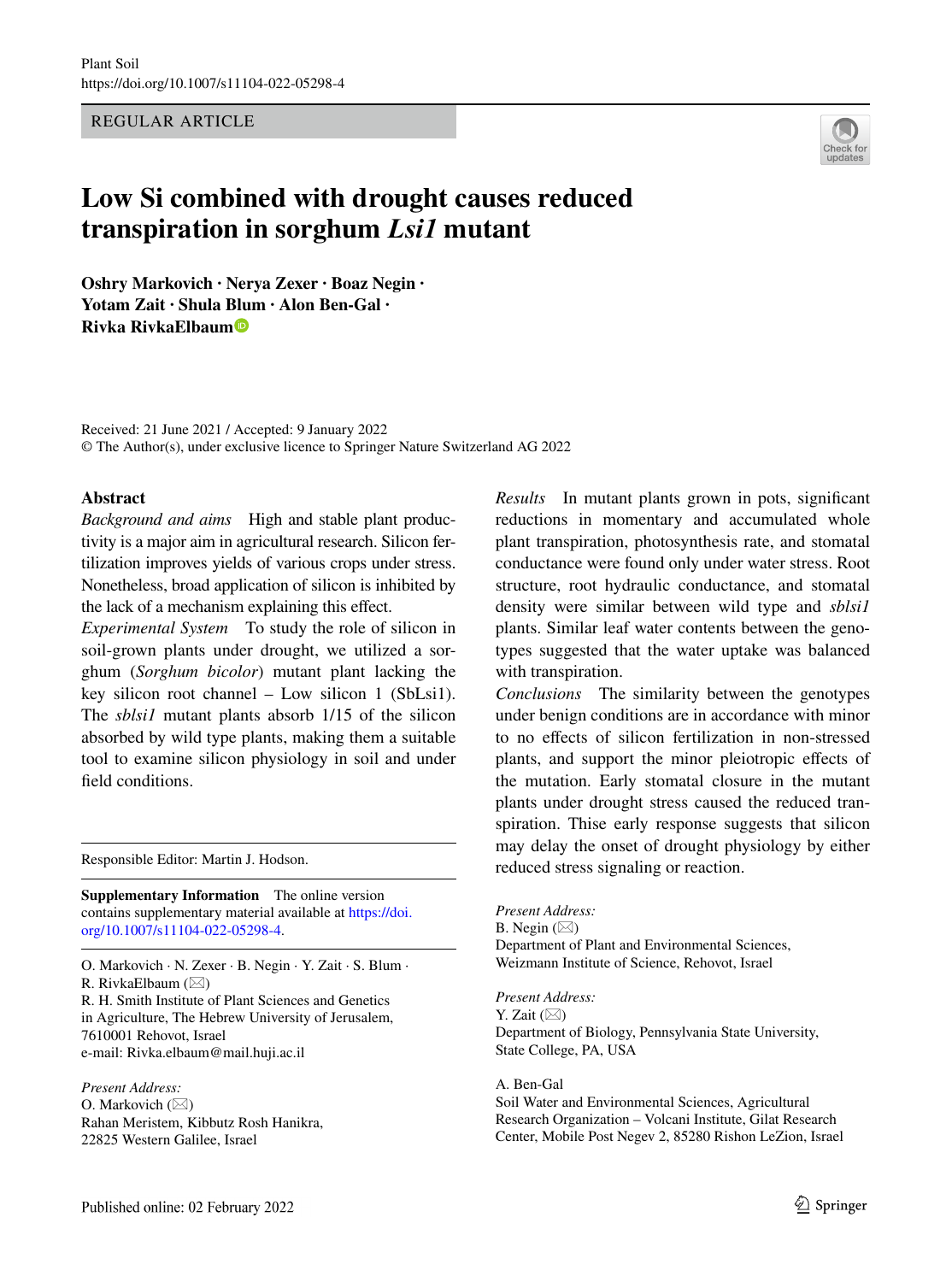REGULAR ARTICLE

# Low Si combined with drought causes reduced transpiration in sorghum *Lsi1* mutant

**Oshry Markovich · Nerya Zexer · Boaz Negin · Yotam Zait · Shula Blum · Alon Ben-Gal · Rivka RivkaElbaum**

Received: 21 June 2021 / Accepted: 9 January 2022
© The Author(s), under exclusive licence to Springer Nature Switzerland AG 2022

## Abstract

*Background and aims* High and stable plant productivity is a major aim in agricultural research. Silicon fertilization improves yields of various crops under stress. Nonetheless, broad application of silicon is inhibited by the lack of a mechanism explaining this effect.

*Experimental System* To study the role of silicon in soil-grown plants under drought, we utilized a sorghum (*Sorghum bicolor*) mutant plant lacking the key silicon root channel – Low silicon 1 (SbLsi1). The *sblsi1* mutant plants absorb 1/15 of the silicon absorbed by wild type plants, making them a suitable tool to examine silicon physiology in soil and under field conditions.

*Results* In mutant plants grown in pots, significant reductions in momentary and accumulated whole plant transpiration, photosynthesis rate, and stomatal conductance were found only under water stress. Root structure, root hydraulic conductance, and stomatal density were similar between wild type and *sblsi1* plants. Similar leaf water contents between the genotypes suggested that the water uptake was balanced with transpiration.

*Conclusions* The similarity between the genotypes under benign conditions are in accordance with minor to no effects of silicon fertilization in non-stressed plants, and support the minor pleiotropic effects of the mutation. Early stomatal closure in the mutant plants under drought stress caused the reduced transpiration. Thise early response suggests that silicon may delay the onset of drought physiology by either reduced stress signaling or reaction.

Responsible Editor: Martin J. Hodson.

**Supplementary Information** The online version contains supplementary material available at https://doi.org/10.1007/s11104-022-05298-4.

O. Markovich · N. Zexer · B. Negin · Y. Zait · S. Blum · R. RivkaElbaum (✉)
R. H. Smith Institute of Plant Sciences and Genetics in Agriculture, The Hebrew University of Jerusalem, 7610001 Rehovot, Israel
e-mail: Rivka.elbaum@mail.huji.ac.il

*Present Address:*
O. Markovich (✉)
Rahan Meristem, Kibbutz Rosh Hanikra, 22825 Western Galilee, Israel

*Present Address:*
B. Negin (✉)
Department of Plant and Environmental Sciences, Weizmann Institute of Science, Rehovot, Israel

*Present Address:*
Y. Zait (✉)
Department of Biology, Pennsylvania State University, State College, PA, USA

A. Ben-Gal
Soil Water and Environmental Sciences, Agricultural Research Organization – Volcani Institute, Gilat Research Center, Mobile Post Negev 2, 85280 Rishon LeZion, Israel

Published online: 02 February 2022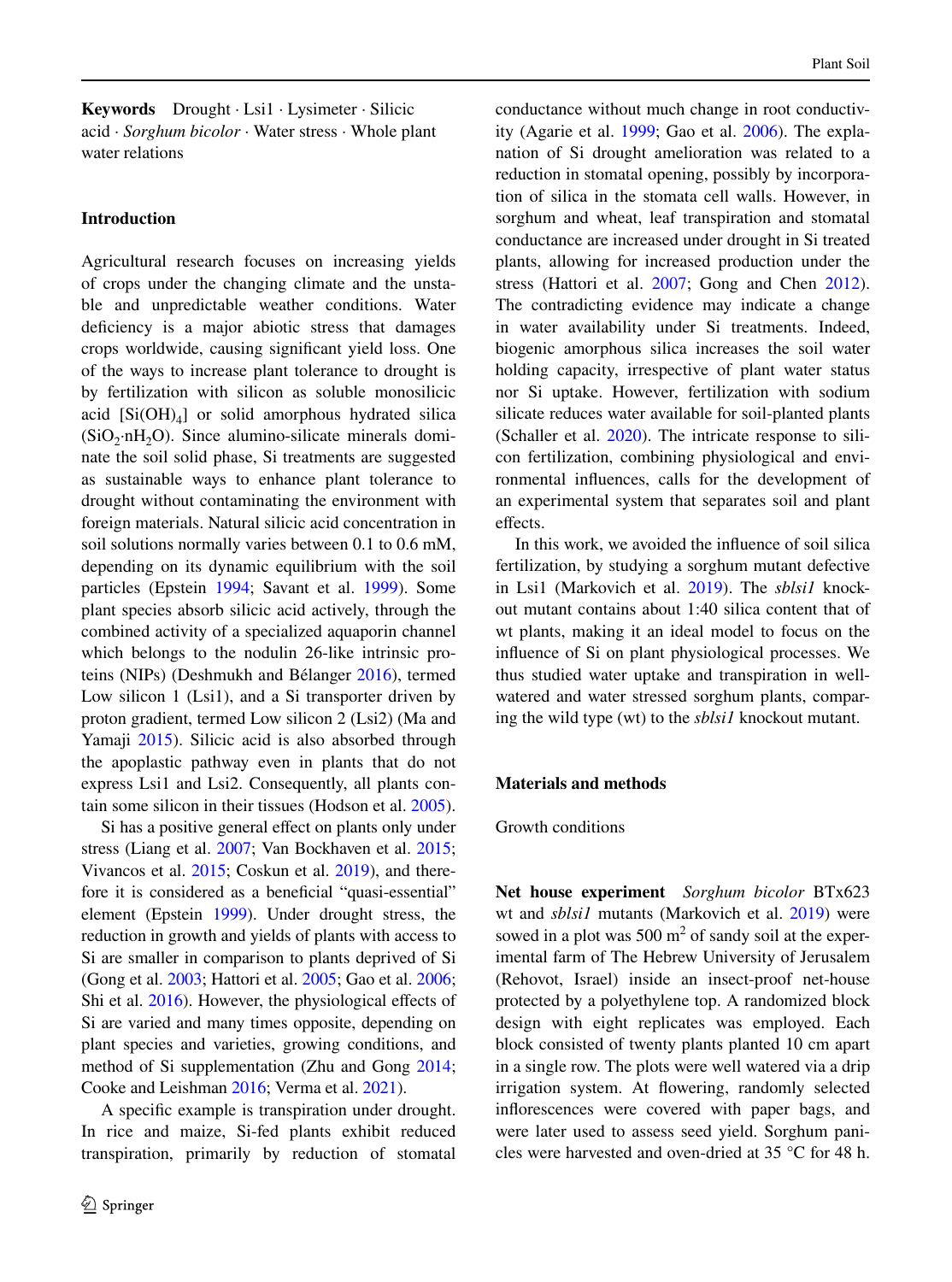**Keywords** Drought · Lsi1 · Lysimeter · Silicic acid · *Sorghum bicolor* · Water stress · Whole plant water relations

## Introduction

Agricultural research focuses on increasing yields of crops under the changing climate and the unstable and unpredictable weather conditions. Water deficiency is a major abiotic stress that damages crops worldwide, causing significant yield loss. One of the ways to increase plant tolerance to drought is by fertilization with silicon as soluble monosilicic acid [$Si(OH)_4$] or solid amorphous hydrated silica ($SiO_2{\cdot}nH_2O$). Since alumino-silicate minerals dominate the soil solid phase, Si treatments are suggested as sustainable ways to enhance plant tolerance to drought without contaminating the environment with foreign materials. Natural silicic acid concentration in soil solutions normally varies between 0.1 to 0.6 mM, depending on its dynamic equilibrium with the soil particles (Epstein 1994; Savant et al. 1999). Some plant species absorb silicic acid actively, through the combined activity of a specialized aquaporin channel which belongs to the nodulin 26-like intrinsic proteins (NIPs) (Deshmukh and Bélanger 2016), termed Low silicon 1 (Lsi1), and a Si transporter driven by proton gradient, termed Low silicon 2 (Lsi2) (Ma and Yamaji 2015). Silicic acid is also absorbed through the apoplastic pathway even in plants that do not express Lsi1 and Lsi2. Consequently, all plants contain some silicon in their tissues (Hodson et al. 2005).

Si has a positive general effect on plants only under stress (Liang et al. 2007; Van Bockhaven et al. 2015; Vivancos et al. 2015; Coskun et al. 2019), and therefore it is considered as a beneficial "quasi-essential" element (Epstein 1999). Under drought stress, the reduction in growth and yields of plants with access to Si are smaller in comparison to plants deprived of Si (Gong et al. 2003; Hattori et al. 2005; Gao et al. 2006; Shi et al. 2016). However, the physiological effects of Si are varied and many times opposite, depending on plant species and varieties, growing conditions, and method of Si supplementation (Zhu and Gong 2014; Cooke and Leishman 2016; Verma et al. 2021).

A specific example is transpiration under drought. In rice and maize, Si-fed plants exhibit reduced transpiration, primarily by reduction of stomatal conductance without much change in root conductivity (Agarie et al. 1999; Gao et al. 2006). The explanation of Si drought amelioration was related to a reduction in stomatal opening, possibly by incorporation of silica in the stomata cell walls. However, in sorghum and wheat, leaf transpiration and stomatal conductance are increased under drought in Si treated plants, allowing for increased production under the stress (Hattori et al. 2007; Gong and Chen 2012). The contradicting evidence may indicate a change in water availability under Si treatments. Indeed, biogenic amorphous silica increases the soil water holding capacity, irrespective of plant water status nor Si uptake. However, fertilization with sodium silicate reduces water available for soil-planted plants (Schaller et al. 2020). The intricate response to silicon fertilization, combining physiological and environmental influences, calls for the development of an experimental system that separates soil and plant effects.

In this work, we avoided the influence of soil silica fertilization, by studying a sorghum mutant defective in Lsi1 (Markovich et al. 2019). The *sblsi1* knockout mutant contains about 1:40 silica content that of wt plants, making it an ideal model to focus on the influence of Si on plant physiological processes. We thus studied water uptake and transpiration in well-watered and water stressed sorghum plants, comparing the wild type (wt) to the *sblsi1* knockout mutant.

## Materials and methods

### Growth conditions

**Net house experiment** *Sorghum bicolor* BTx623 wt and *sblsi1* mutants (Markovich et al. 2019) were sowed in a plot was 500 m$^2$ of sandy soil at the experimental farm of The Hebrew University of Jerusalem (Rehovot, Israel) inside an insect-proof net-house protected by a polyethylene top. A randomized block design with eight replicates was employed. Each block consisted of twenty plants planted 10 cm apart in a single row. The plots were well watered via a drip irrigation system. At flowering, randomly selected inflorescences were covered with paper bags, and were later used to assess seed yield. Sorghum panicles were harvested and oven-dried at 35 °C for 48 h.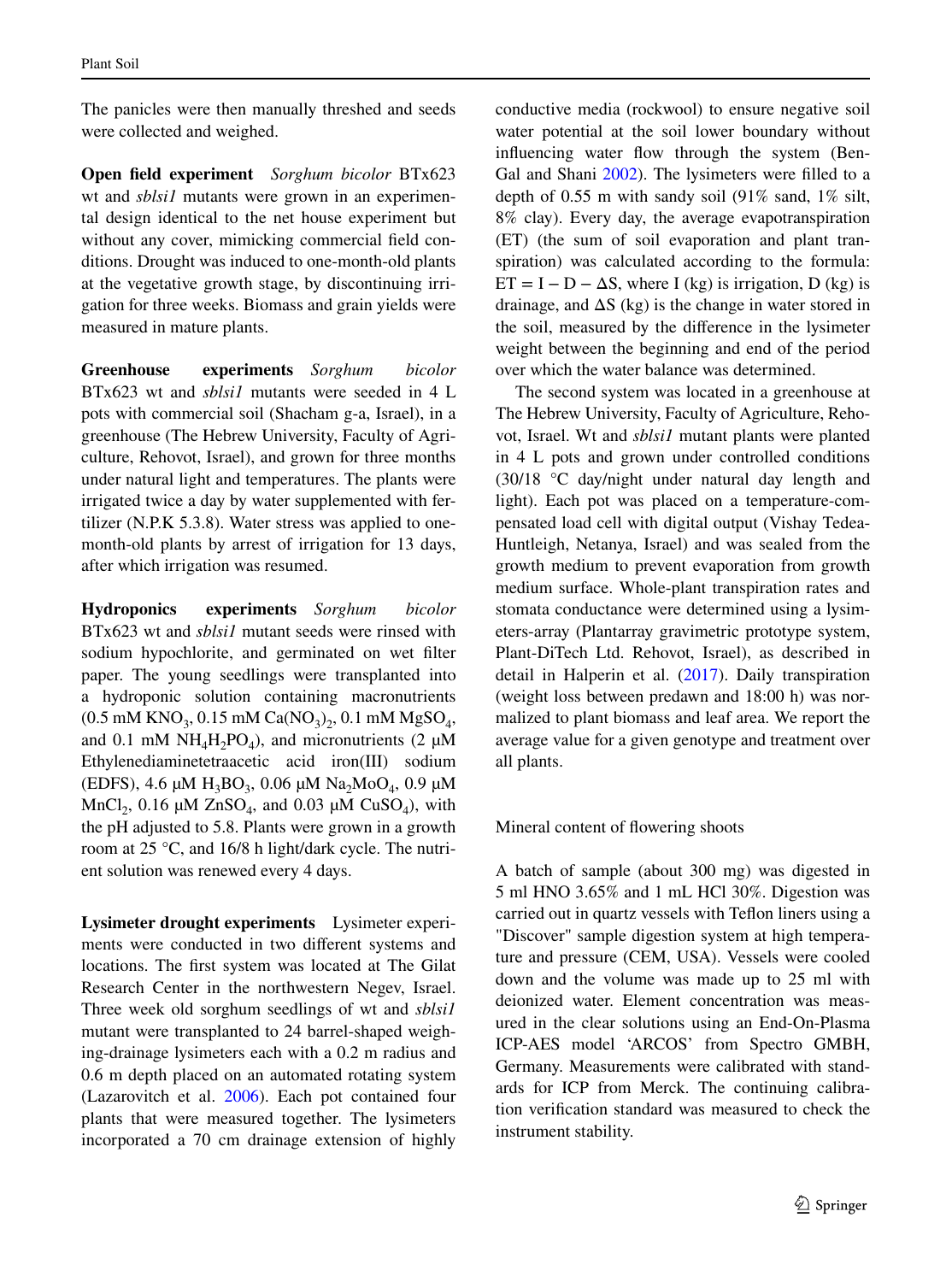The panicles were then manually threshed and seeds were collected and weighed.

**Open field experiment** *Sorghum bicolor* BTx623 wt and *sblsi1* mutants were grown in an experimental design identical to the net house experiment but without any cover, mimicking commercial field conditions. Drought was induced to one-month-old plants at the vegetative growth stage, by discontinuing irrigation for three weeks. Biomass and grain yields were measured in mature plants.

**Greenhouse experiments** *Sorghum bicolor* BTx623 wt and *sblsi1* mutants were seeded in 4 L pots with commercial soil (Shacham g-a, Israel), in a greenhouse (The Hebrew University, Faculty of Agriculture, Rehovot, Israel), and grown for three months under natural light and temperatures. The plants were irrigated twice a day by water supplemented with fertilizer (N.P.K 5.3.8). Water stress was applied to one-month-old plants by arrest of irrigation for 13 days, after which irrigation was resumed.

**Hydroponics experiments** *Sorghum bicolor* BTx623 wt and *sblsi1* mutant seeds were rinsed with sodium hypochlorite, and germinated on wet filter paper. The young seedlings were transplanted into a hydroponic solution containing macronutrients (0.5 mM $KNO_3$, 0.15 mM $Ca(NO_3)_2$, 0.1 mM $MgSO_4$, and 0.1 mM $NH_4H_2PO_4$), and micronutrients (2 μM Ethylenediaminetetraacetic acid iron(III) sodium (EDFS), 4.6 μM $H_3BO_3$, 0.06 μM $Na_2MoO_4$, 0.9 μM $MnCl_2$, 0.16 μM $ZnSO_4$, and 0.03 μM $CuSO_4$), with the pH adjusted to 5.8. Plants were grown in a growth room at 25 °C, and 16/8 h light/dark cycle. The nutrient solution was renewed every 4 days.

**Lysimeter drought experiments** Lysimeter experiments were conducted in two different systems and locations. The first system was located at The Gilat Research Center in the northwestern Negev, Israel. Three week old sorghum seedlings of wt and *sblsi1* mutant were transplanted to 24 barrel-shaped weighing-drainage lysimeters each with a 0.2 m radius and 0.6 m depth placed on an automated rotating system (Lazarovitch et al. 2006). Each pot contained four plants that were measured together. The lysimeters incorporated a 70 cm drainage extension of highly conductive media (rockwool) to ensure negative soil water potential at the soil lower boundary without influencing water flow through the system (Ben-Gal and Shani 2002). The lysimeters were filled to a depth of 0.55 m with sandy soil (91% sand, 1% silt, 8% clay). Every day, the average evapotranspiration (ET) (the sum of soil evaporation and plant transpiration) was calculated according to the formula: $ET = I - D - \Delta S$, where I (kg) is irrigation, D (kg) is drainage, and $\Delta S$ (kg) is the change in water stored in the soil, measured by the difference in the lysimeter weight between the beginning and end of the period over which the water balance was determined.

The second system was located in a greenhouse at The Hebrew University, Faculty of Agriculture, Rehovot, Israel. Wt and *sblsi1* mutant plants were planted in 4 L pots and grown under controlled conditions (30/18 °C day/night under natural day length and light). Each pot was placed on a temperature-compensated load cell with digital output (Vishay Tedea-Huntleigh, Netanya, Israel) and was sealed from the growth medium to prevent evaporation from growth medium surface. Whole-plant transpiration rates and stomata conductance were determined using a lysimeters-array (Plantarray gravimetric prototype system, Plant-DiTech Ltd. Rehovot, Israel), as described in detail in Halperin et al. (2017). Daily transpiration (weight loss between predawn and 18:00 h) was normalized to plant biomass and leaf area. We report the average value for a given genotype and treatment over all plants.

## Mineral content of flowering shoots

A batch of sample (about 300 mg) was digested in 5 ml $HNO_3$ 3.65% and 1 mL HCl 30%. Digestion was carried out in quartz vessels with Teflon liners using a "Discover" sample digestion system at high temperature and pressure (CEM, USA). Vessels were cooled down and the volume was made up to 25 ml with deionized water. Element concentration was measured in the clear solutions using an End-On-Plasma ICP-AES model 'ARCOS' from Spectro GMBH, Germany. Measurements were calibrated with standards for ICP from Merck. The continuing calibration verification standard was measured to check the instrument stability.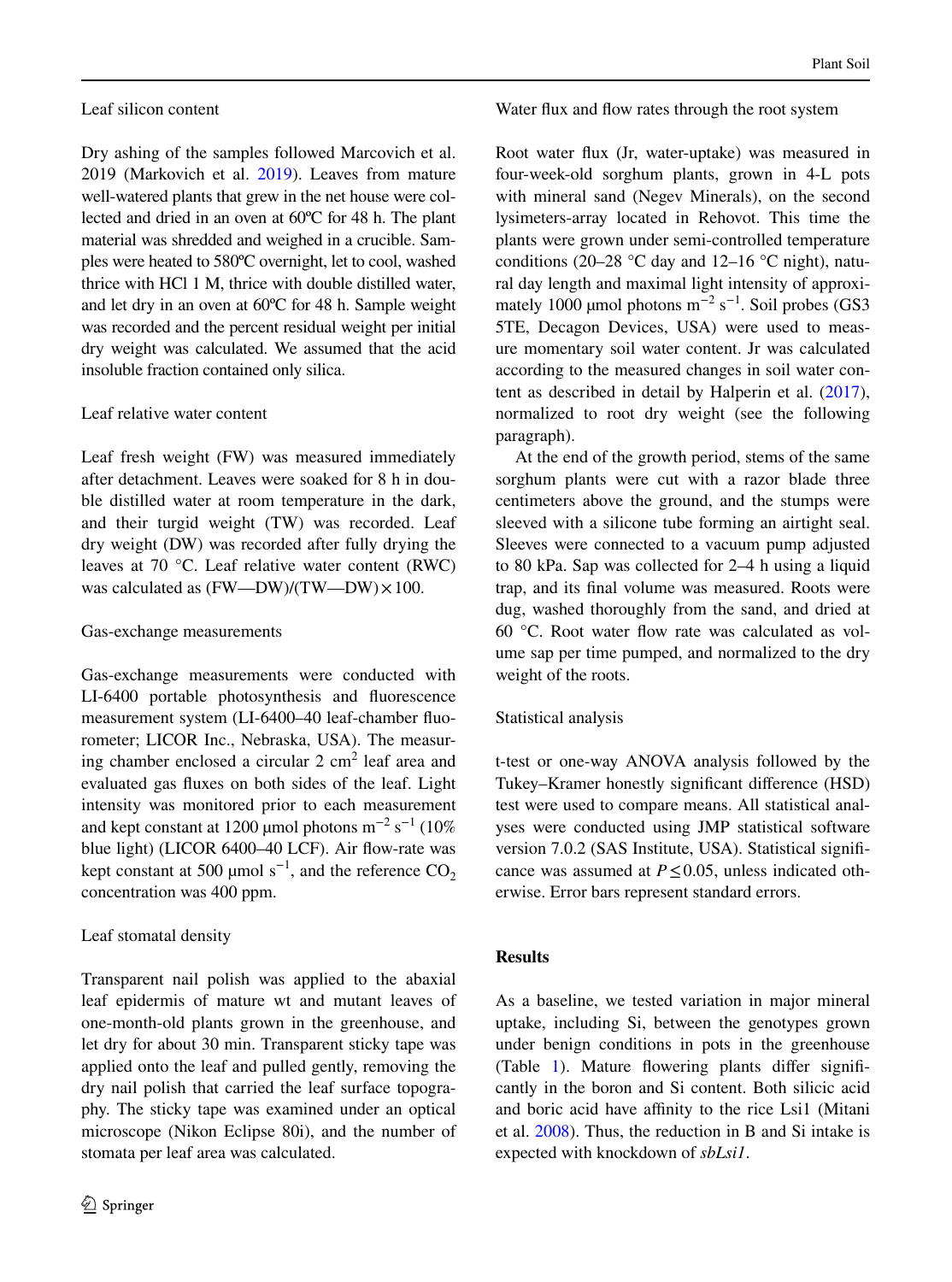### Leaf silicon content

Dry ashing of the samples followed Marcovich et al. 2019 (Markovich et al. 2019). Leaves from mature well-watered plants that grew in the net house were collected and dried in an oven at 60ºC for 48 h. The plant material was shredded and weighed in a crucible. Samples were heated to 580ºC overnight, let to cool, washed thrice with HCl 1 M, thrice with double distilled water, and let dry in an oven at 60ºC for 48 h. Sample weight was recorded and the percent residual weight per initial dry weight was calculated. We assumed that the acid insoluble fraction contained only silica.

### Leaf relative water content

Leaf fresh weight (FW) was measured immediately after detachment. Leaves were soaked for 8 h in double distilled water at room temperature in the dark, and their turgid weight (TW) was recorded. Leaf dry weight (DW) was recorded after fully drying the leaves at 70 °C. Leaf relative water content (RWC) was calculated as (FW—DW)/(TW—DW) × 100.

### Gas-exchange measurements

Gas-exchange measurements were conducted with LI-6400 portable photosynthesis and fluorescence measurement system (LI-6400–40 leaf-chamber fluorometer; LICOR Inc., Nebraska, USA). The measuring chamber enclosed a circular 2 $cm^2$ leaf area and evaluated gas fluxes on both sides of the leaf. Light intensity was monitored prior to each measurement and kept constant at 1200 μmol photons $m^{-2}$ $s^{-1}$ (10% blue light) (LICOR 6400–40 LCF). Air flow-rate was kept constant at 500 μmol $s^{-1}$, and the reference $CO_2$ concentration was 400 ppm.

### Leaf stomatal density

Transparent nail polish was applied to the abaxial leaf epidermis of mature wt and mutant leaves of one-month-old plants grown in the greenhouse, and let dry for about 30 min. Transparent sticky tape was applied onto the leaf and pulled gently, removing the dry nail polish that carried the leaf surface topography. The sticky tape was examined under an optical microscope (Nikon Eclipse 80i), and the number of stomata per leaf area was calculated.

### Water flux and flow rates through the root system

Root water flux (Jr, water-uptake) was measured in four-week-old sorghum plants, grown in 4-L pots with mineral sand (Negev Minerals), on the second lysimeters-array located in Rehovot. This time the plants were grown under semi-controlled temperature conditions (20–28 °C day and 12–16 °C night), natural day length and maximal light intensity of approximately 1000 μmol photons $m^{-2}$ $s^{-1}$. Soil probes (GS3 5TE, Decagon Devices, USA) were used to measure momentary soil water content. Jr was calculated according to the measured changes in soil water content as described in detail by Halperin et al. (2017), normalized to root dry weight (see the following paragraph).

At the end of the growth period, stems of the same sorghum plants were cut with a razor blade three centimeters above the ground, and the stumps were sleeved with a silicone tube forming an airtight seal. Sleeves were connected to a vacuum pump adjusted to 80 kPa. Sap was collected for 2–4 h using a liquid trap, and its final volume was measured. Roots were dug, washed thoroughly from the sand, and dried at 60 °C. Root water flow rate was calculated as volume sap per time pumped, and normalized to the dry weight of the roots.

### Statistical analysis

t-test or one-way ANOVA analysis followed by the Tukey–Kramer honestly significant difference (HSD) test were used to compare means. All statistical analyses were conducted using JMP statistical software version 7.0.2 (SAS Institute, USA). Statistical significance was assumed at $P \leq 0.05$, unless indicated otherwise. Error bars represent standard errors.

## Results

As a baseline, we tested variation in major mineral uptake, including Si, between the genotypes grown under benign conditions in pots in the greenhouse (Table 1). Mature flowering plants differ significantly in the boron and Si content. Both silicic acid and boric acid have affinity to the rice Lsi1 (Mitani et al. 2008). Thus, the reduction in B and Si intake is expected with knockdown of *sbLsi1*.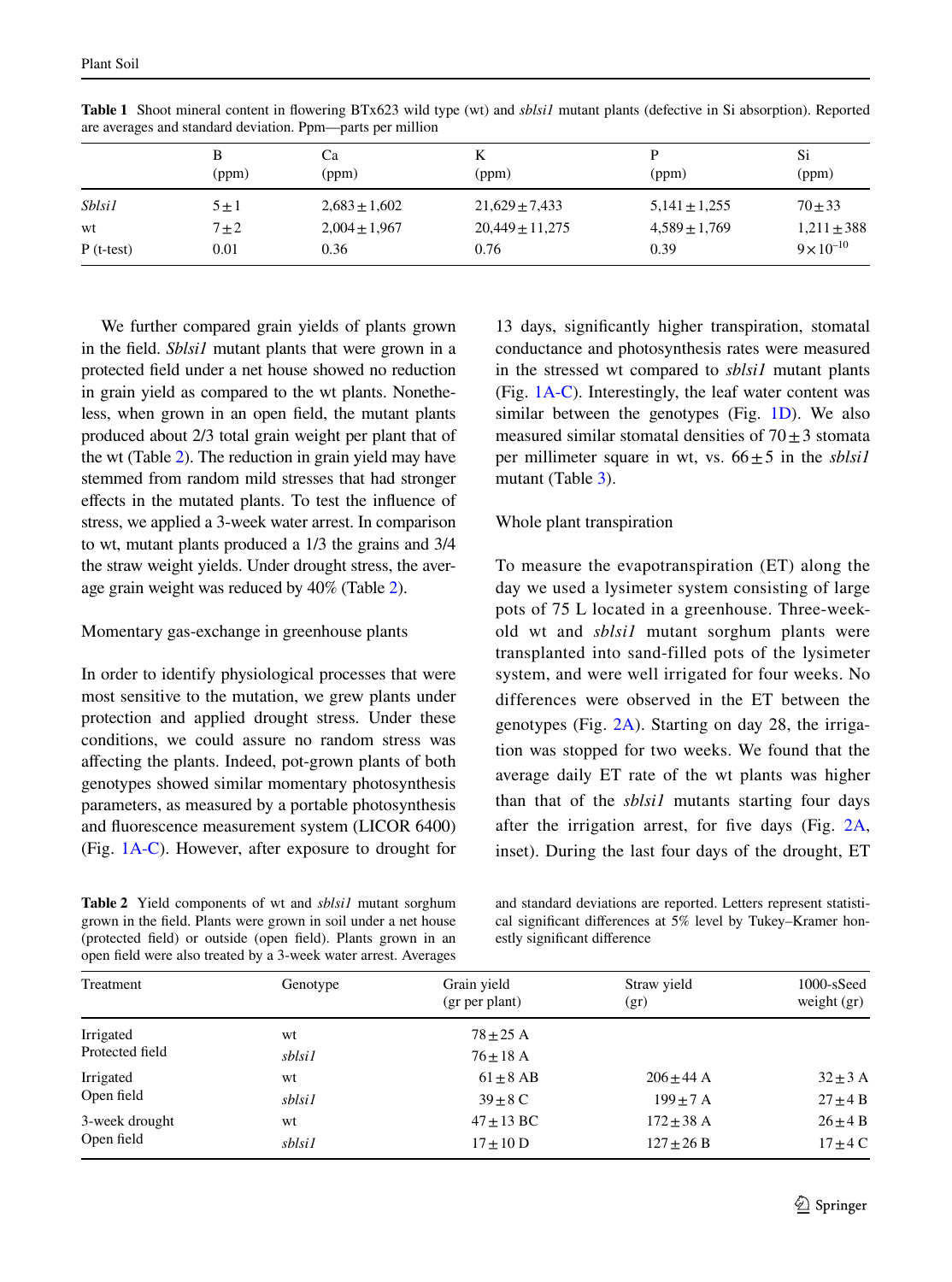**Table 1** Shoot mineral content in flowering BTx623 wild type (wt) and *sblsi1* mutant plants (defective in Si absorption). Reported are averages and standard deviation. Ppm—parts per million

| | B (ppm) | Ca (ppm) | K (ppm) | P (ppm) | Si (ppm) |
|---|---|---|---|---|---|
| *Sblsi1* | 5 ± 1 | 2,683 ± 1,602 | 21,629 ± 7,433 | 5,141 ± 1,255 | 70 ± 33 |
| wt | 7 ± 2 | 2,004 ± 1,967 | 20,449 ± 11,275 | 4,589 ± 1,769 | 1,211 ± 388 |
| P (t-test) | 0.01 | 0.36 | 0.76 | 0.39 | $9 \times 10^{-10}$ |

We further compared grain yields of plants grown in the field. *Sblsi1* mutant plants that were grown in a protected field under a net house showed no reduction in grain yield as compared to the wt plants. Nonetheless, when grown in an open field, the mutant plants produced about 2/3 total grain weight per plant that of the wt (Table 2). The reduction in grain yield may have stemmed from random mild stresses that had stronger effects in the mutated plants. To test the influence of stress, we applied a 3-week water arrest. In comparison to wt, mutant plants produced a 1/3 the grains and 3/4 the straw weight yields. Under drought stress, the average grain weight was reduced by 40% (Table 2).

## Momentary gas-exchange in greenhouse plants

In order to identify physiological processes that were most sensitive to the mutation, we grew plants under protection and applied drought stress. Under these conditions, we could assure no random stress was affecting the plants. Indeed, pot-grown plants of both genotypes showed similar momentary photosynthesis parameters, as measured by a portable photosynthesis and fluorescence measurement system (LICOR 6400) (Fig. 1A-C). However, after exposure to drought for 13 days, significantly higher transpiration, stomatal conductance and photosynthesis rates were measured in the stressed wt compared to *sblsi1* mutant plants (Fig. 1A-C). Interestingly, the leaf water content was similar between the genotypes (Fig. 1D). We also measured similar stomatal densities of 70 ± 3 stomata per millimeter square in wt, vs. 66 ± 5 in the *sblsi1* mutant (Table 3).

## Whole plant transpiration

To measure the evapotranspiration (ET) along the day we used a lysimeter system consisting of large pots of 75 L located in a greenhouse. Three-week-old wt and *sblsi1* mutant sorghum plants were transplanted into sand-filled pots of the lysimeter system, and were well irrigated for four weeks. No differences were observed in the ET between the genotypes (Fig. 2A). Starting on day 28, the irrigation was stopped for two weeks. We found that the average daily ET rate of the wt plants was higher than that of the *sblsi1* mutants starting four days after the irrigation arrest, for five days (Fig. 2A, inset). During the last four days of the drought, ET

**Table 2** Yield components of wt and *sblsi1* mutant sorghum grown in the field. Plants were grown in soil under a net house (protected field) or outside (open field). Plants grown in an open field were also treated by a 3-week water arrest. Averages and standard deviations are reported. Letters represent statistical significant differences at 5% level by Tukey–Kramer honestly significant difference

| Treatment | Genotype | Grain yield (gr per plant) | Straw yield (gr) | 1000-sSeed weight (gr) |
|---|---|---|---|---|
| Irrigated Protected field | wt | 78 ± 25 A | | |
| | *sblsi1* | 76 ± 18 A | | |
| Irrigated Open field | wt | 61 ± 8 AB | 206 ± 44 A | 32 ± 3 A |
| | *sblsi1* | 39 ± 8 C | 199 ± 7 A | 27 ± 4 B |
| 3-week drought Open field | wt | 47 ± 13 BC | 172 ± 38 A | 26 ± 4 B |
| | *sblsi1* | 17 ± 10 D | 127 ± 26 B | 17 ± 4 C |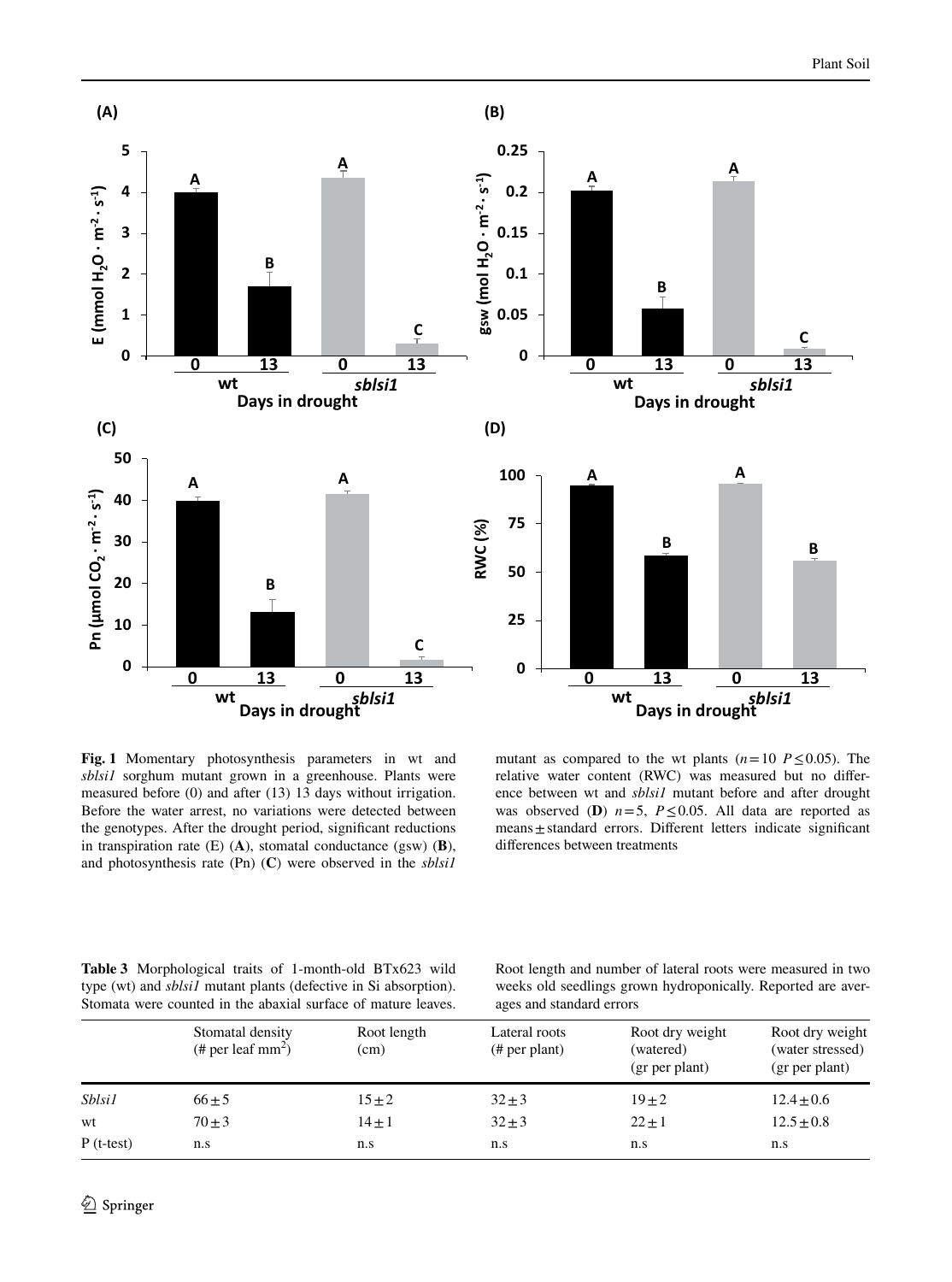**Fig. 1** Momentary photosynthesis parameters in wt and *sblsi1* sorghum mutant grown in a greenhouse. Plants were measured before (0) and after (13) 13 days without irrigation. Before the water arrest, no variations were detected between the genotypes. After the drought period, significant reductions in transpiration rate (E) (**A**), stomatal conductance (gsw) (**B**), and photosynthesis rate (Pn) (**C**) were observed in the *sblsi1* mutant as compared to the wt plants ($n = 10$ $P \leq 0.05$). The relative water content (RWC) was measured but no difference between wt and *sblsi1* mutant before and after drought was observed (**D**) $n = 5$, $P \leq 0.05$. All data are reported as means ± standard errors. Different letters indicate significant differences between treatments

**Table 3** Morphological traits of 1-month-old BTx623 wild type (wt) and *sblsi1* mutant plants (defective in Si absorption). Stomata were counted in the abaxial surface of mature leaves. Root length and number of lateral roots were measured in two weeks old seedlings grown hydroponically. Reported are averages and standard errors

| | Stomatal density (# per leaf mm$^2$) | Root length (cm) | Lateral roots (# per plant) | Root dry weight (watered) (gr per plant) | Root dry weight (water stressed) (gr per plant) |
|---|---|---|---|---|---|
| *Sblsi1* | 66 ± 5 | 15 ± 2 | 32 ± 3 | 19 ± 2 | 12.4 ± 0.6 |
| wt | 70 ± 3 | 14 ± 1 | 32 ± 3 | 22 ± 1 | 12.5 ± 0.8 |
| P (t-test) | n.s | n.s | n.s | n.s | n.s |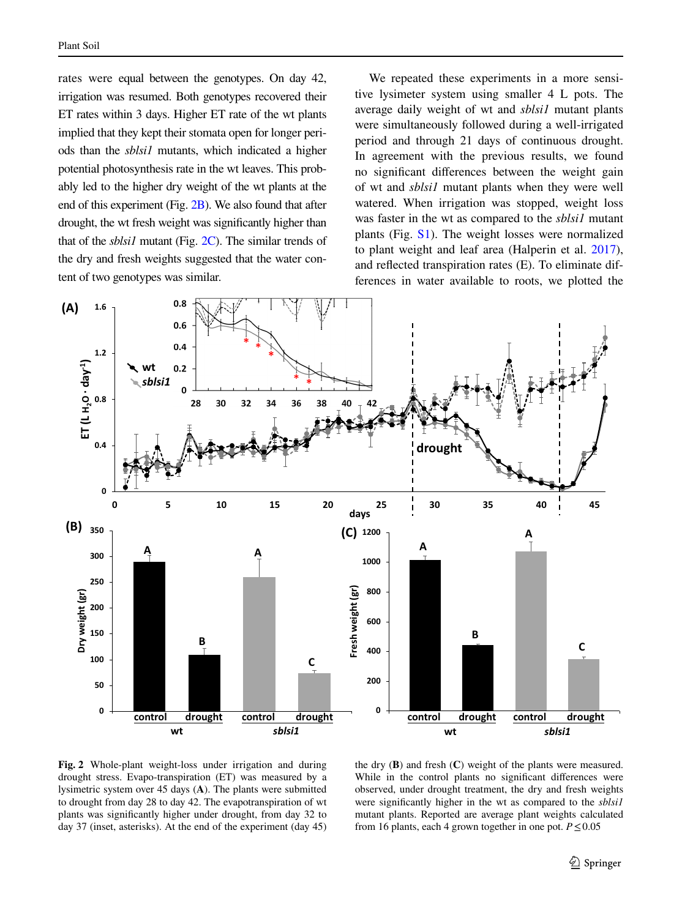rates were equal between the genotypes. On day 42, irrigation was resumed. Both genotypes recovered their ET rates within 3 days. Higher ET rate of the wt plants implied that they kept their stomata open for longer periods than the *sblsi1* mutants, which indicated a higher potential photosynthesis rate in the wt leaves. This probably led to the higher dry weight of the wt plants at the end of this experiment (Fig. 2B). We also found that after drought, the wt fresh weight was significantly higher than that of the *sblsi1* mutant (Fig. 2C). The similar trends of the dry and fresh weights suggested that the water content of two genotypes was similar.

We repeated these experiments in a more sensitive lysimeter system using smaller 4 L pots. The average daily weight of wt and *sblsi1* mutant plants were simultaneously followed during a well-irrigated period and through 21 days of continuous drought. In agreement with the previous results, we found no significant differences between the weight gain of wt and *sblsi1* mutant plants when they were well watered. When irrigation was stopped, weight loss was faster in the wt as compared to the *sblsi1* mutant plants (Fig. S1). The weight losses were normalized to plant weight and leaf area (Halperin et al. 2017), and reflected transpiration rates (E). To eliminate differences in water available to roots, we plotted the

**Fig. 2** Whole-plant weight-loss under irrigation and during drought stress. Evapo-transpiration (ET) was measured by a lysimetric system over 45 days (**A**). The plants were submitted to drought from day 28 to day 42. The evapotranspiration of wt plants was significantly higher under drought, from day 32 to day 37 (inset, asterisks). At the end of the experiment (day 45) the dry (**B**) and fresh (**C**) weight of the plants were measured. While in the control plants no significant differences were observed, under drought treatment, the dry and fresh weights were significantly higher in the wt as compared to the *sblsi1* mutant plants. Reported are average plant weights calculated from 16 plants, each 4 grown together in one pot. $P \leq 0.05$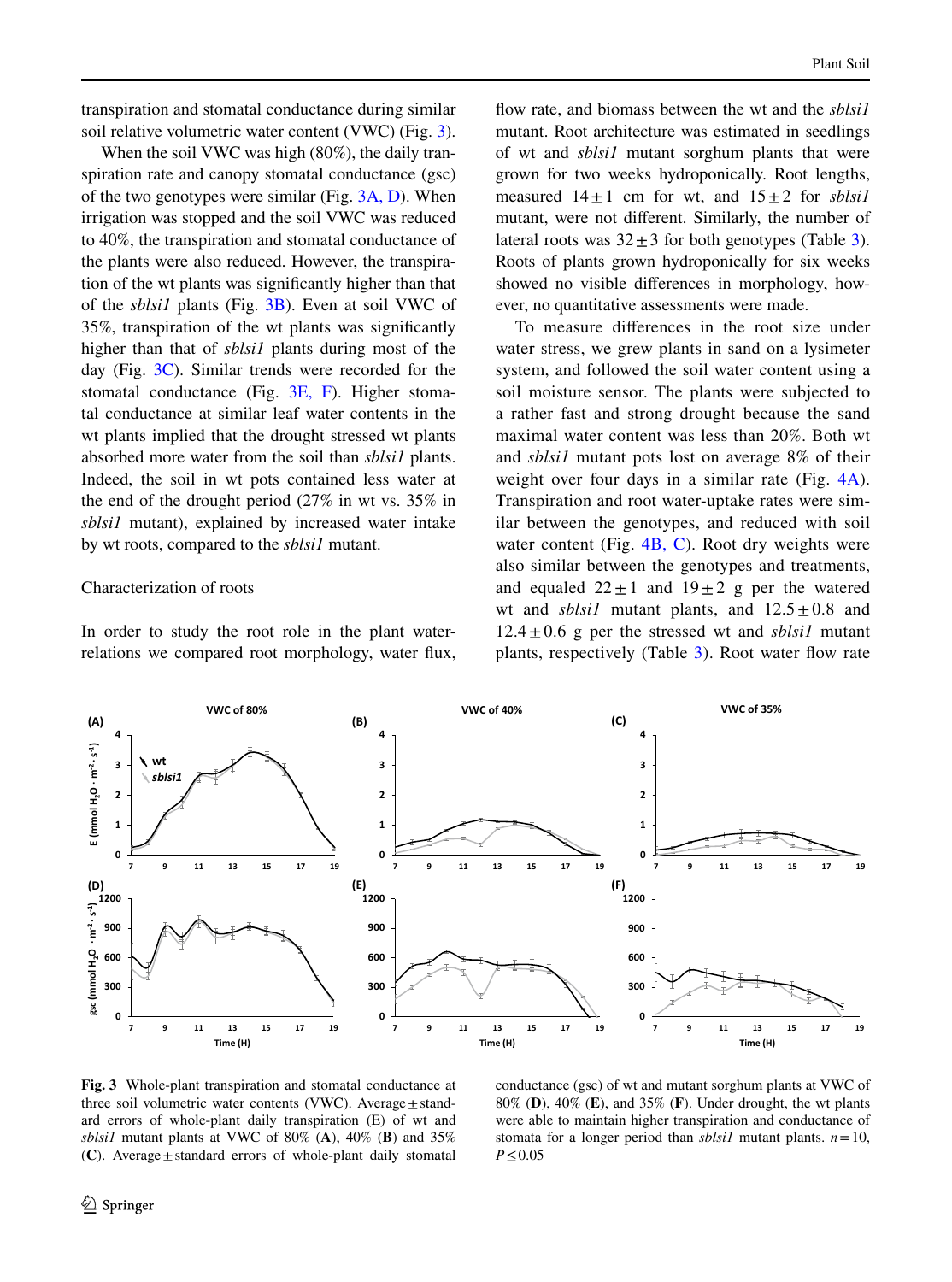transpiration and stomatal conductance during similar soil relative volumetric water content (VWC) (Fig. 3).

When the soil VWC was high (80%), the daily transpiration rate and canopy stomatal conductance (gsc) of the two genotypes were similar (Fig. 3A, D). When irrigation was stopped and the soil VWC was reduced to 40%, the transpiration and stomatal conductance of the plants were also reduced. However, the transpiration of the wt plants was significantly higher than that of the *sblsi1* plants (Fig. 3B). Even at soil VWC of 35%, transpiration of the wt plants was significantly higher than that of *sblsi1* plants during most of the day (Fig. 3C). Similar trends were recorded for the stomatal conductance (Fig. 3E, F). Higher stomatal conductance at similar leaf water contents in the wt plants implied that the drought stressed wt plants absorbed more water from the soil than *sblsi1* plants. Indeed, the soil in wt pots contained less water at the end of the drought period (27% in wt vs. 35% in *sblsi1* mutant), explained by increased water intake by wt roots, compared to the *sblsi1* mutant.

## Characterization of roots

In order to study the root role in the plant water-relations we compared root morphology, water flux, flow rate, and biomass between the wt and the *sblsi1* mutant. Root architecture was estimated in seedlings of wt and *sblsi1* mutant sorghum plants that were grown for two weeks hydroponically. Root lengths, measured 14 ± 1 cm for wt, and 15 ± 2 for *sblsi1* mutant, were not different. Similarly, the number of lateral roots was 32 ± 3 for both genotypes (Table 3). Roots of plants grown hydroponically for six weeks showed no visible differences in morphology, however, no quantitative assessments were made.

To measure differences in the root size under water stress, we grew plants in sand on a lysimeter system, and followed the soil water content using a soil moisture sensor. The plants were subjected to a rather fast and strong drought because the sand maximal water content was less than 20%. Both wt and *sblsi1* mutant pots lost on average 8% of their weight over four days in a similar rate (Fig. 4A). Transpiration and root water-uptake rates were similar between the genotypes, and reduced with soil water content (Fig. 4B, C). Root dry weights were also similar between the genotypes and treatments, and equaled 22 ± 1 and 19 ± 2 g per the watered wt and *sblsi1* mutant plants, and 12.5 ± 0.8 and 12.4 ± 0.6 g per the stressed wt and *sblsi1* mutant plants, respectively (Table 3). Root water flow rate

**Fig. 3** Whole-plant transpiration and stomatal conductance at three soil volumetric water contents (VWC). Average ± standard errors of whole-plant daily transpiration (E) of wt and *sblsi1* mutant plants at VWC of 80% (**A**), 40% (**B**) and 35% (**C**). Average ± standard errors of whole-plant daily stomatal conductance (gsc) of wt and mutant sorghum plants at VWC of 80% (**D**), 40% (**E**), and 35% (**F**). Under drought, the wt plants were able to maintain higher transpiration and conductance of stomata for a longer period than *sblsi1* mutant plants. $n = 10$, $P \leq 0.05$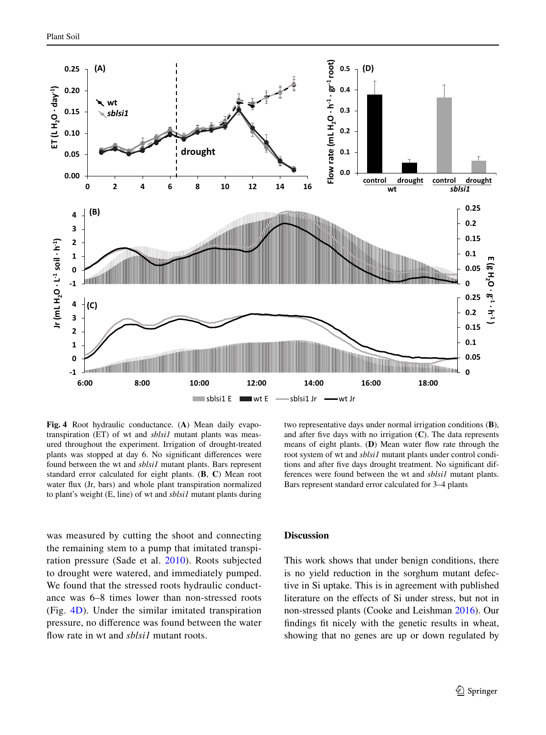**Fig. 4** Root hydraulic conductance. (**A**) Mean daily evapotranspiration (ET) of wt and *sblsi1* mutant plants was measured throughout the experiment. Irrigation of drought-treated plants was stopped at day 6. No significant differences were found between the wt and *sblsi1* mutant plants. Bars represent standard error calculated for eight plants. (**B**, **C**) Mean root water flux (Jr, bars) and whole plant transpiration normalized to plant's weight (E, line) of wt and *sblsi1* mutant plants during two representative days under normal irrigation conditions (**B**), and after five days with no irrigation (**C**). The data represents means of eight plants. (**D**) Mean water flow rate through the root system of wt and *sblsi1* mutant plants under control conditions and after five days drought treatment. No significant differences were found between the wt and *sblsi1* mutant plants. Bars represent standard error calculated for 3–4 plants

was measured by cutting the shoot and connecting the remaining stem to a pump that imitated transpiration pressure (Sade et al. 2010). Roots subjected to drought were watered, and immediately pumped. We found that the stressed roots hydraulic conductance was 6–8 times lower than non-stressed roots (Fig. 4D). Under the similar imitated transpiration pressure, no difference was found between the water flow rate in wt and *sblsi1* mutant roots.

## Discussion

This work shows that under benign conditions, there is no yield reduction in the sorghum mutant defective in Si uptake. This is in agreement with published literature on the effects of Si under stress, but not in non-stressed plants (Cooke and Leishman 2016). Our findings fit nicely with the genetic results in wheat, showing that no genes are up or down regulated by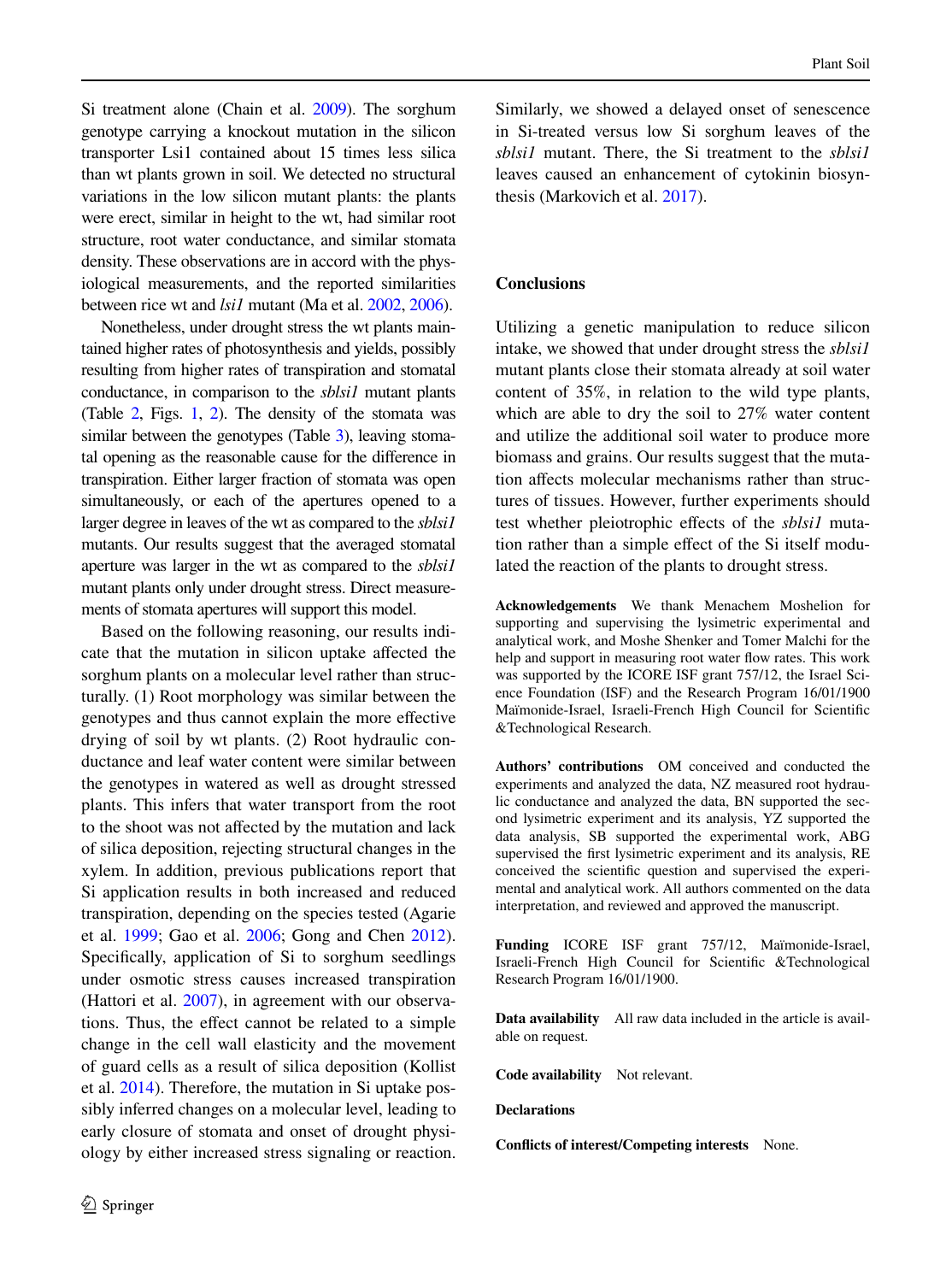Si treatment alone (Chain et al. 2009). The sorghum genotype carrying a knockout mutation in the silicon transporter Lsi1 contained about 15 times less silica than wt plants grown in soil. We detected no structural variations in the low silicon mutant plants: the plants were erect, similar in height to the wt, had similar root structure, root water conductance, and similar stomata density. These observations are in accord with the physiological measurements, and the reported similarities between rice wt and *lsi1* mutant (Ma et al. 2002, 2006).

Nonetheless, under drought stress the wt plants maintained higher rates of photosynthesis and yields, possibly resulting from higher rates of transpiration and stomatal conductance, in comparison to the *sblsi1* mutant plants (Table 2, Figs. 1, 2). The density of the stomata was similar between the genotypes (Table 3), leaving stomatal opening as the reasonable cause for the difference in transpiration. Either larger fraction of stomata was open simultaneously, or each of the apertures opened to a larger degree in leaves of the wt as compared to the *sblsi1* mutants. Our results suggest that the averaged stomatal aperture was larger in the wt as compared to the *sblsi1* mutant plants only under drought stress. Direct measurements of stomata apertures will support this model.

Based on the following reasoning, our results indicate that the mutation in silicon uptake affected the sorghum plants on a molecular level rather than structurally. (1) Root morphology was similar between the genotypes and thus cannot explain the more effective drying of soil by wt plants. (2) Root hydraulic conductance and leaf water content were similar between the genotypes in watered as well as drought stressed plants. This infers that water transport from the root to the shoot was not affected by the mutation and lack of silica deposition, rejecting structural changes in the xylem. In addition, previous publications report that Si application results in both increased and reduced transpiration, depending on the species tested (Agarie et al. 1999; Gao et al. 2006; Gong and Chen 2012). Specifically, application of Si to sorghum seedlings under osmotic stress causes increased transpiration (Hattori et al. 2007), in agreement with our observations. Thus, the effect cannot be related to a simple change in the cell wall elasticity and the movement of guard cells as a result of silica deposition (Kollist et al. 2014). Therefore, the mutation in Si uptake possibly inferred changes on a molecular level, leading to early closure of stomata and onset of drought physiology by either increased stress signaling or reaction. Similarly, we showed a delayed onset of senescence in Si-treated versus low Si sorghum leaves of the *sblsi1* mutant. There, the Si treatment to the *sblsi1* leaves caused an enhancement of cytokinin biosynthesis (Markovich et al. 2017).

## Conclusions

Utilizing a genetic manipulation to reduce silicon intake, we showed that under drought stress the *sblsi1* mutant plants close their stomata already at soil water content of 35%, in relation to the wild type plants, which are able to dry the soil to 27% water content and utilize the additional soil water to produce more biomass and grains. Our results suggest that the mutation affects molecular mechanisms rather than structures of tissues. However, further experiments should test whether pleiotropic effects of the *sblsi1* mutation rather than a simple effect of the Si itself modulated the reaction of the plants to drought stress.

**Acknowledgements** We thank Menachem Moshelion for supporting and supervising the lysimetric experimental and analytical work, and Moshe Shenker and Tomer Malchi for the help and support in measuring root water flow rates. This work was supported by the ICORE ISF grant 757/12, the Israel Science Foundation (ISF) and the Research Program 16/01/1900 Maïmonide-Israel, Israeli-French High Council for Scientific &Technological Research.

**Authors' contributions** OM conceived and conducted the experiments and analyzed the data, NZ measured root hydraulic conductance and analyzed the data, BN supported the second lysimetric experiment and its analysis, YZ supported the data analysis, SB supported the experimental work, ABG supervised the first lysimetric experiment and its analysis, RE conceived the scientific question and supervised the experimental and analytical work. All authors commented on the data interpretation, and reviewed and approved the manuscript.

**Funding** ICORE ISF grant 757/12, Maïmonide-Israel, Israeli-French High Council for Scientific &Technological Research Program 16/01/1900.

**Data availability** All raw data included in the article is available on request.

**Code availability** Not relevant.

**Declarations**

**Conflicts of interest/Competing interests** None.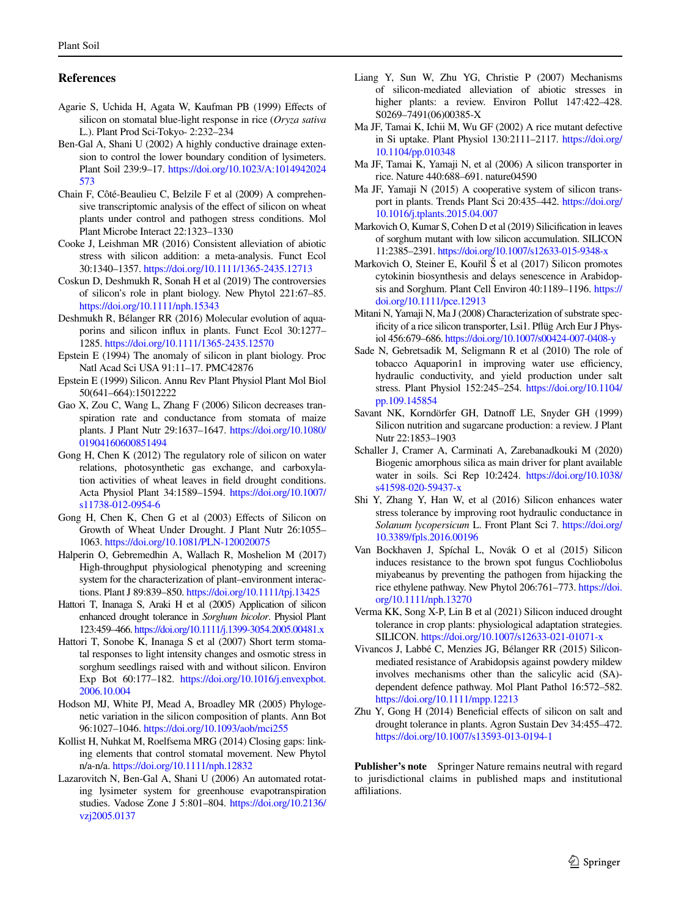## References

Agarie S, Uchida H, Agata W, Kaufman PB (1999) Effects of silicon on stomatal blue-light response in rice (*Oryza sativa* L.). Plant Prod Sci-Tokyo- 2:232–234

Ben-Gal A, Shani U (2002) A highly conductive drainage extension to control the lower boundary condition of lysimeters. Plant Soil 239:9–17. https://doi.org/10.1023/A:1014942024573

Chain F, Côté-Beaulieu C, Belzile F et al (2009) A comprehensive transcriptomic analysis of the effect of silicon on wheat plants under control and pathogen stress conditions. Mol Plant Microbe Interact 22:1323–1330

Cooke J, Leishman MR (2016) Consistent alleviation of abiotic stress with silicon addition: a meta-analysis. Funct Ecol 30:1340–1357. https://doi.org/10.1111/1365-2435.12713

Coskun D, Deshmukh R, Sonah H et al (2019) The controversies of silicon's role in plant biology. New Phytol 221:67–85. https://doi.org/10.1111/nph.15343

Deshmukh R, Bélanger RR (2016) Molecular evolution of aquaporins and silicon influx in plants. Funct Ecol 30:1277–1285. https://doi.org/10.1111/1365-2435.12570

Epstein E (1994) The anomaly of silicon in plant biology. Proc Natl Acad Sci USA 91:11–17. PMC42876

Epstein E (1999) Silicon. Annu Rev Plant Physiol Plant Mol Biol 50(641–664):15012222

Gao X, Zou C, Wang L, Zhang F (2006) Silicon decreases transpiration rate and conductance from stomata of maize plants. J Plant Nutr 29:1637–1647. https://doi.org/10.1080/01904160600851494

Gong H, Chen K (2012) The regulatory role of silicon on water relations, photosynthetic gas exchange, and carboxylation activities of wheat leaves in field drought conditions. Acta Physiol Plant 34:1589–1594. https://doi.org/10.1007/s11738-012-0954-6

Gong H, Chen K, Chen G et al (2003) Effects of Silicon on Growth of Wheat Under Drought. J Plant Nutr 26:1055–1063. https://doi.org/10.1081/PLN-120020075

Halperin O, Gebremedhin A, Wallach R, Moshelion M (2017) High-throughput physiological phenotyping and screening system for the characterization of plant–environment interactions. Plant J 89:839–850. https://doi.org/10.1111/tpj.13425

Hattori T, Inanaga S, Araki H et al (2005) Application of silicon enhanced drought tolerance in *Sorghum bicolor*. Physiol Plant 123:459–466. https://doi.org/10.1111/j.1399-3054.2005.00481.x

Hattori T, Sonobe K, Inanaga S et al (2007) Short term stomatal responses to light intensity changes and osmotic stress in sorghum seedlings raised with and without silicon. Environ Exp Bot 60:177–182. https://doi.org/10.1016/j.envexpbot.2006.10.004

Hodson MJ, White PJ, Mead A, Broadley MR (2005) Phylogenetic variation in the silicon composition of plants. Ann Bot 96:1027–1046. https://doi.org/10.1093/aob/mci255

Kollist H, Nuhkat M, Roelfsema MRG (2014) Closing gaps: linking elements that control stomatal movement. New Phytol n/a-n/a. https://doi.org/10.1111/nph.12832

Lazarovitch N, Ben-Gal A, Shani U (2006) An automated rotating lysimeter system for greenhouse evapotranspiration studies. Vadose Zone J 5:801–804. https://doi.org/10.2136/vzj2005.0137

Liang Y, Sun W, Zhu YG, Christie P (2007) Mechanisms of silicon-mediated alleviation of abiotic stresses in higher plants: a review. Environ Pollut 147:422–428. S0269–7491(06)00385-X

Ma JF, Tamai K, Ichii M, Wu GF (2002) A rice mutant defective in Si uptake. Plant Physiol 130:2111–2117. https://doi.org/10.1104/pp.010348

Ma JF, Tamai K, Yamaji N, et al (2006) A silicon transporter in rice. Nature 440:688–691. nature04590

Ma JF, Yamaji N (2015) A cooperative system of silicon transport in plants. Trends Plant Sci 20:435–442. https://doi.org/10.1016/j.tplants.2015.04.007

Markovich O, Kumar S, Cohen D et al (2019) Silicification in leaves of sorghum mutant with low silicon accumulation. SILICON 11:2385–2391. https://doi.org/10.1007/s12633-015-9348-x

Markovich O, Steiner E, Kouřil Š et al (2017) Silicon promotes cytokinin biosynthesis and delays senescence in Arabidopsis and Sorghum. Plant Cell Environ 40:1189–1196. https://doi.org/10.1111/pce.12913

Mitani N, Yamaji N, Ma J (2008) Characterization of substrate specificity of a rice silicon transporter, Lsi1. Pflüg Arch Eur J Physiol 456:679–686. https://doi.org/10.1007/s00424-007-0408-y

Sade N, Gebretsadik M, Seligmann R et al (2010) The role of tobacco Aquaporin1 in improving water use efficiency, hydraulic conductivity, and yield production under salt stress. Plant Physiol 152:245–254. https://doi.org/10.1104/pp.109.145854

Savant NK, Korndörfer GH, Datnoff LE, Snyder GH (1999) Silicon nutrition and sugarcane production: a review. J Plant Nutr 22:1853–1903

Schaller J, Cramer A, Carminati A, Zarebanadkouki M (2020) Biogenic amorphous silica as main driver for plant available water in soils. Sci Rep 10:2424. https://doi.org/10.1038/s41598-020-59437-x

Shi Y, Zhang Y, Han W, et al (2016) Silicon enhances water stress tolerance by improving root hydraulic conductance in *Solanum lycopersicum* L. Front Plant Sci 7. https://doi.org/10.3389/fpls.2016.00196

Van Bockhaven J, Spíchal L, Novák O et al (2015) Silicon induces resistance to the brown spot fungus Cochliobolus miyabeanus by preventing the pathogen from hijacking the rice ethylene pathway. New Phytol 206:761–773. https://doi.org/10.1111/nph.13270

Verma KK, Song X-P, Lin B et al (2021) Silicon induced drought tolerance in crop plants: physiological adaptation strategies. SILICON. https://doi.org/10.1007/s12633-021-01071-x

Vivancos J, Labbé C, Menzies JG, Bélanger RR (2015) Silicon-mediated resistance of Arabidopsis against powdery mildew involves mechanisms other than the salicylic acid (SA)-dependent defence pathway. Mol Plant Pathol 16:572–582. https://doi.org/10.1111/mpp.12213

Zhu Y, Gong H (2014) Beneficial effects of silicon on salt and drought tolerance in plants. Agron Sustain Dev 34:455–472. https://doi.org/10.1007/s13593-013-0194-1

**Publisher's note** Springer Nature remains neutral with regard to jurisdictional claims in published maps and institutional affiliations.